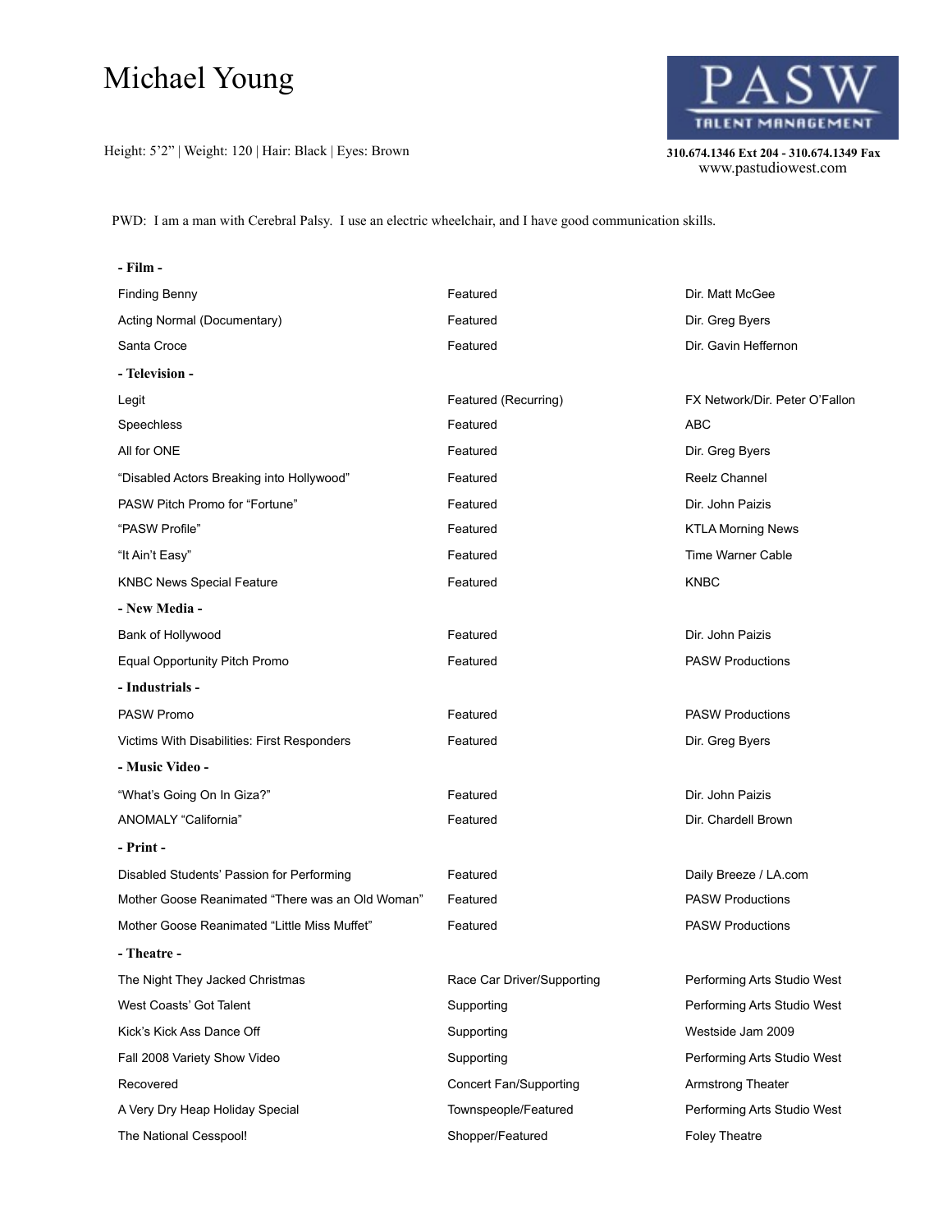# Michael Young

Height: 5'2" | Weight: 120 | Hair: Black | Eyes: Brown

**PASW TALENT MANAGEMENT**

**310.674.1346 Ext 204 - 310.674.1349 Fax**
www.pastudiowest.com

PWD: I am a man with Cerebral Palsy. I use an electric wheelchair, and I have good communication skills.

| | | |
|---|---|---|
| **- Film -** | | |
| Finding Benny | Featured | Dir. Matt McGee |
| Acting Normal (Documentary) | Featured | Dir. Greg Byers |
| Santa Croce | Featured | Dir. Gavin Heffernon |
| **- Television -** | | |
| Legit | Featured (Recurring) | FX Network/Dir. Peter O'Fallon |
| Speechless | Featured | ABC |
| All for ONE | Featured | Dir. Greg Byers |
| "Disabled Actors Breaking into Hollywood" | Featured | Reelz Channel |
| PASW Pitch Promo for "Fortune" | Featured | Dir. John Paizis |
| "PASW Profile" | Featured | KTLA Morning News |
| "It Ain't Easy" | Featured | Time Warner Cable |
| KNBC News Special Feature | Featured | KNBC |
| **- New Media -** | | |
| Bank of Hollywood | Featured | Dir. John Paizis |
| Equal Opportunity Pitch Promo | Featured | PASW Productions |
| **- Industrials -** | | |
| PASW Promo | Featured | PASW Productions |
| Victims With Disabilities: First Responders | Featured | Dir. Greg Byers |
| **- Music Video -** | | |
| "What's Going On In Giza?" | Featured | Dir. John Paizis |
| ANOMALY "California" | Featured | Dir. Chardell Brown |
| **- Print -** | | |
| Disabled Students' Passion for Performing | Featured | Daily Breeze / LA.com |
| Mother Goose Reanimated "There was an Old Woman" | Featured | PASW Productions |
| Mother Goose Reanimated "Little Miss Muffet" | Featured | PASW Productions |
| **- Theatre -** | | |
| The Night They Jacked Christmas | Race Car Driver/Supporting | Performing Arts Studio West |
| West Coasts' Got Talent | Supporting | Performing Arts Studio West |
| Kick's Kick Ass Dance Off | Supporting | Westside Jam 2009 |
| Fall 2008 Variety Show Video | Supporting | Performing Arts Studio West |
| Recovered | Concert Fan/Supporting | Armstrong Theater |
| A Very Dry Heap Holiday Special | Townspeople/Featured | Performing Arts Studio West |
| The National Cesspool! | Shopper/Featured | Foley Theatre |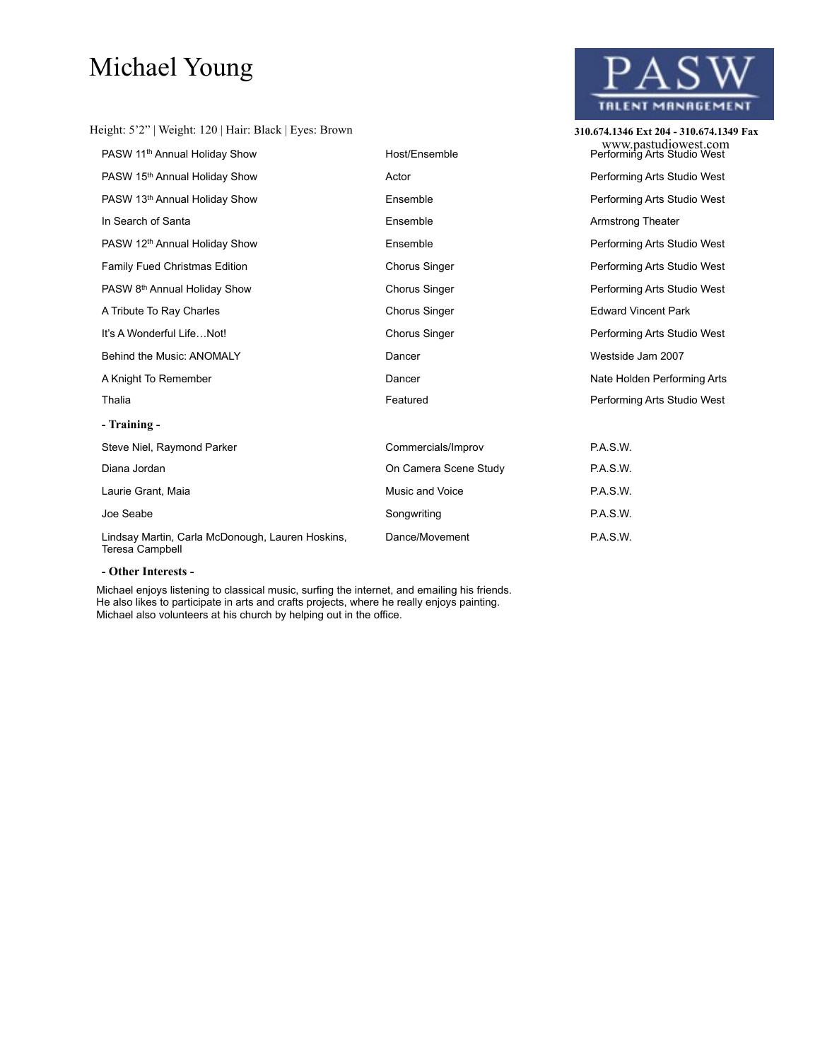# Michael Young

**PASW TALENT MANAGEMENT**

**310.674.1346 Ext 204 - 310.674.1349 Fax**
www.pastudiowest.com

Height: 5'2" | Weight: 120 | Hair: Black | Eyes: Brown

| | | |
|---|---|---|
| PASW 11th Annual Holiday Show | Host/Ensemble | Performing Arts Studio West |
| PASW 15th Annual Holiday Show | Actor | Performing Arts Studio West |
| PASW 13th Annual Holiday Show | Ensemble | Performing Arts Studio West |
| In Search of Santa | Ensemble | Armstrong Theater |
| PASW 12th Annual Holiday Show | Ensemble | Performing Arts Studio West |
| Family Fued Christmas Edition | Chorus Singer | Performing Arts Studio West |
| PASW 8th Annual Holiday Show | Chorus Singer | Performing Arts Studio West |
| A Tribute To Ray Charles | Chorus Singer | Edward Vincent Park |
| It's A Wonderful Life…Not! | Chorus Singer | Performing Arts Studio West |
| Behind the Music: ANOMALY | Dancer | Westside Jam 2007 |
| A Knight To Remember | Dancer | Nate Holden Performing Arts |
| Thalia | Featured | Performing Arts Studio West |

**- Training -**

| | | |
|---|---|---|
| Steve Niel, Raymond Parker | Commercials/Improv | P.A.S.W. |
| Diana Jordan | On Camera Scene Study | P.A.S.W. |
| Laurie Grant, Maia | Music and Voice | P.A.S.W. |
| Joe Seabe | Songwriting | P.A.S.W. |
| Lindsay Martin, Carla McDonough, Lauren Hoskins, Teresa Campbell | Dance/Movement | P.A.S.W. |

**- Other Interests -**

Michael enjoys listening to classical music, surfing the internet, and emailing his friends. He also likes to participate in arts and crafts projects, where he really enjoys painting. Michael also volunteers at his church by helping out in the office.